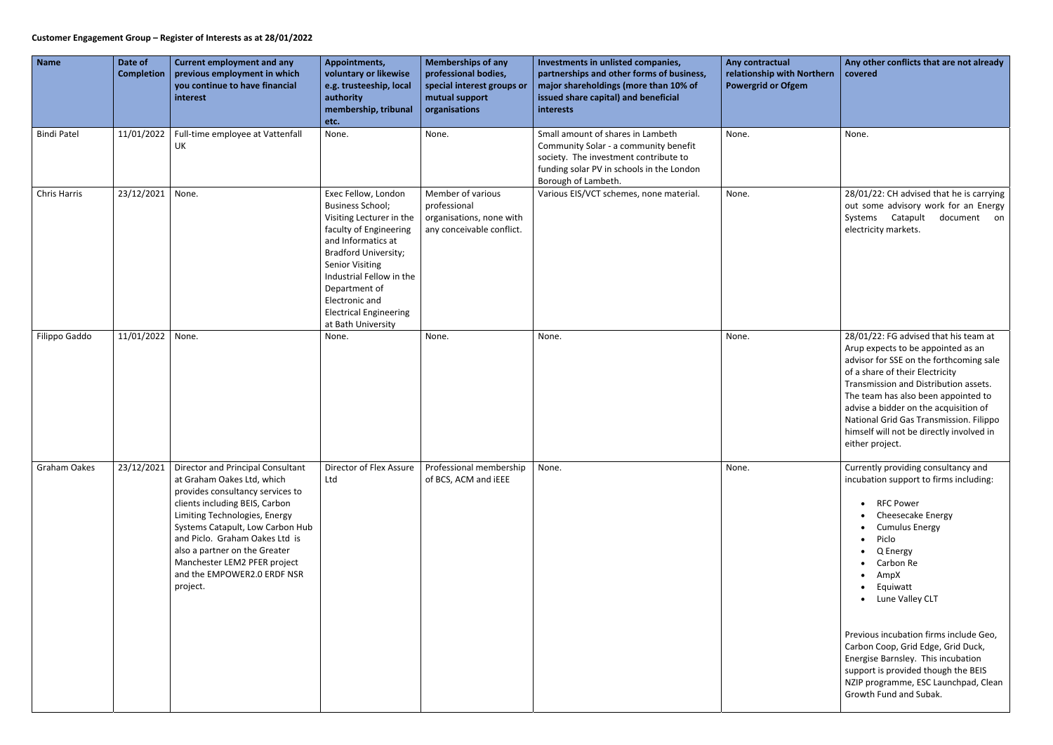**Customer Engagement Group – Register of Interests as at 28/01/2022**

| Name | Date of Completion | Current employment and any previous employment in which you continue to have financial interest | Appointments, voluntary or likewise e.g. trusteeship, local authority membership, tribunal etc. | Memberships of any professional bodies, special interest groups or mutual support organisations | Investments in unlisted companies, partnerships and other forms of business, major shareholdings (more than 10% of issued share capital) and beneficial interests | Any contractual relationship with Northern Powergrid or Ofgem | Any other conflicts that are not already covered |
|---|---|---|---|---|---|---|---|
| Bindi Patel | 11/01/2022 | Full-time employee at Vattenfall UK | None. | None. | Small amount of shares in Lambeth Community Solar - a community benefit society. The investment contribute to funding solar PV in schools in the London Borough of Lambeth. | None. | None. |
| Chris Harris | 23/12/2021 | None. | Exec Fellow, London Business School; Visiting Lecturer in the faculty of Engineering and Informatics at Bradford University; Senior Visiting Industrial Fellow in the Department of Electronic and Electrical Engineering at Bath University | Member of various professional organisations, none with any conceivable conflict. | Various EIS/VCT schemes, none material. | None. | 28/01/22: CH advised that he is carrying out some advisory work for an Energy Systems Catapult document on electricity markets. |
| Filippo Gaddo | 11/01/2022 | None. | None. | None. | None. | None. | 28/01/22: FG advised that his team at Arup expects to be appointed as an advisor for SSE on the forthcoming sale of a share of their Electricity Transmission and Distribution assets. The team has also been appointed to advise a bidder on the acquisition of National Grid Gas Transmission. Filippo himself will not be directly involved in either project. |
| Graham Oakes | 23/12/2021 | Director and Principal Consultant at Graham Oakes Ltd, which provides consultancy services to clients including BEIS, Carbon Limiting Technologies, Energy Systems Catapult, Low Carbon Hub and Piclo. Graham Oakes Ltd is also a partner on the Greater Manchester LEM2 PFER project and the EMPOWER2.0 ERDF NSR project. | Director of Flex Assure Ltd | Professional membership of BCS, ACM and iEEE | None. | None. | Currently providing consultancy and incubation support to firms including: <br>• RFC Power <br>• Cheesecake Energy <br>• Cumulus Energy <br>• Piclo <br>• Q Energy <br>• Carbon Re <br>• AmpX <br>• Equiwatt <br>• Lune Valley CLT <br><br>Previous incubation firms include Geo, Carbon Coop, Grid Edge, Grid Duck, Energise Barnsley. This incubation support is provided though the BEIS NZIP programme, ESC Launchpad, Clean Growth Fund and Subak. |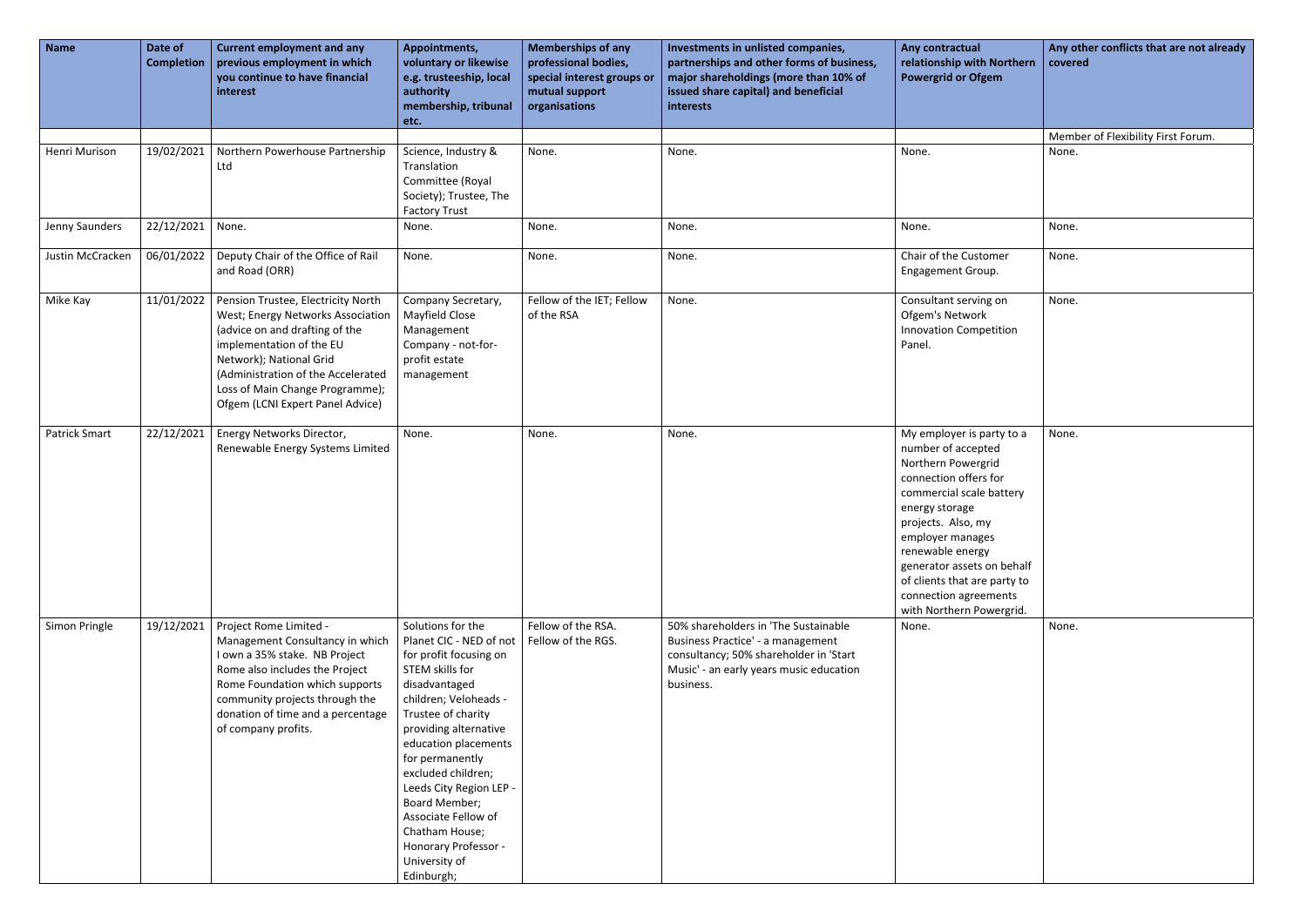| Name | Date of Completion | Current employment and any previous employment in which you continue to have financial interest | Appointments, voluntary or likewise e.g. trusteeship, local authority membership, tribunal etc. | Memberships of any professional bodies, special interest groups or mutual support organisations | Investments in unlisted companies, partnerships and other forms of business, major shareholdings (more than 10% of issued share capital) and beneficial interests | Any contractual relationship with Northern Powergrid or Ofgem | Any other conflicts that are not already covered |
|---|---|---|---|---|---|---|---|
| | | | | | | | Member of Flexibility First Forum. |
| Henri Murison | 19/02/2021 | Northern Powerhouse Partnership Ltd | Science, Industry & Translation Committee (Royal Society); Trustee, The Factory Trust | None. | None. | None. | None. |
| Jenny Saunders | 22/12/2021 | None. | None. | None. | None. | None. | None. |
| Justin McCracken | 06/01/2022 | Deputy Chair of the Office of Rail and Road (ORR) | None. | None. | None. | Chair of the Customer Engagement Group. | None. |
| Mike Kay | 11/01/2022 | Pension Trustee, Electricity North West; Energy Networks Association (advice on and drafting of the implementation of the EU Network); National Grid (Administration of the Accelerated Loss of Main Change Programme); Ofgem (LCNI Expert Panel Advice) | Company Secretary, Mayfield Close Management Company - not-for-profit estate management | Fellow of the IET; Fellow of the RSA | None. | Consultant serving on Ofgem's Network Innovation Competition Panel. | None. |
| Patrick Smart | 22/12/2021 | Energy Networks Director, Renewable Energy Systems Limited | None. | None. | None. | My employer is party to a number of accepted Northern Powergrid connection offers for commercial scale battery energy storage projects. Also, my employer manages renewable energy generator assets on behalf of clients that are party to connection agreements with Northern Powergrid. | None. |
| Simon Pringle | 19/12/2021 | Project Rome Limited - Management Consultancy in which I own a 35% stake. NB Project Rome also includes the Project Rome Foundation which supports community projects through the donation of time and a percentage of company profits. | Solutions for the Planet CIC - NED of not for profit focusing on STEM skills for disadvantaged children; Veloheads - Trustee of charity providing alternative education placements for permanently excluded children; Leeds City Region LEP - Board Member; Associate Fellow of Chatham House; Honorary Professor - University of Edinburgh; | Fellow of the RSA. Fellow of the RGS. | 50% shareholders in 'The Sustainable Business Practice' - a management consultancy; 50% shareholder in 'Start Music' - an early years music education business. | None. | None. |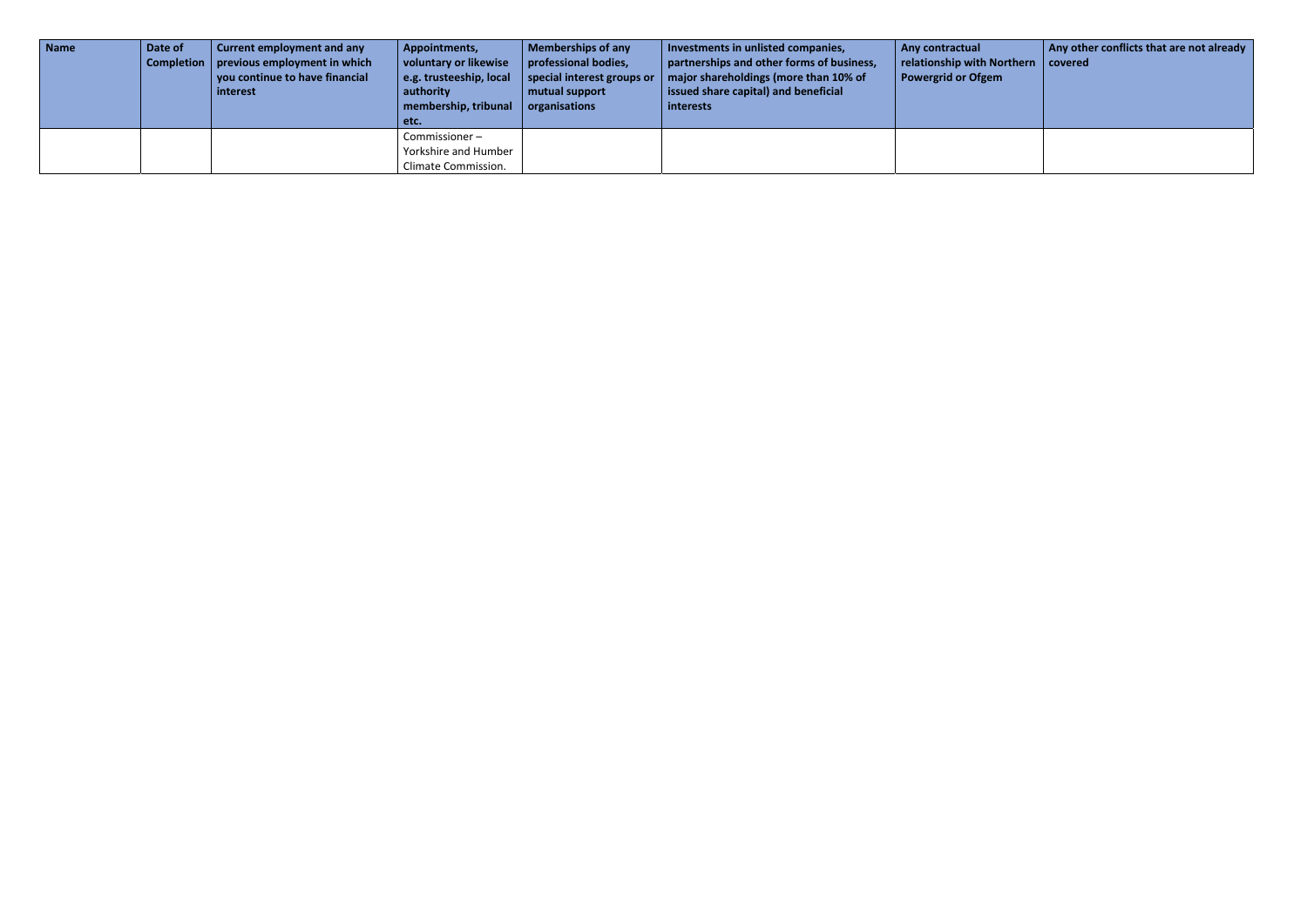| Name | Date of Completion | Current employment and any previous employment in which you continue to have financial interest | Appointments, voluntary or likewise e.g. trusteeship, local authority membership, tribunal etc. | Memberships of any professional bodies, special interest groups or mutual support organisations | Investments in unlisted companies, partnerships and other forms of business, major shareholdings (more than 10% of issued share capital) and beneficial interests | Any contractual relationship with Northern Powergrid or Ofgem | Any other conflicts that are not already covered |
|---|---|---|---|---|---|---|---|
| | | | Commissioner – Yorkshire and Humber Climate Commission. | | | | |